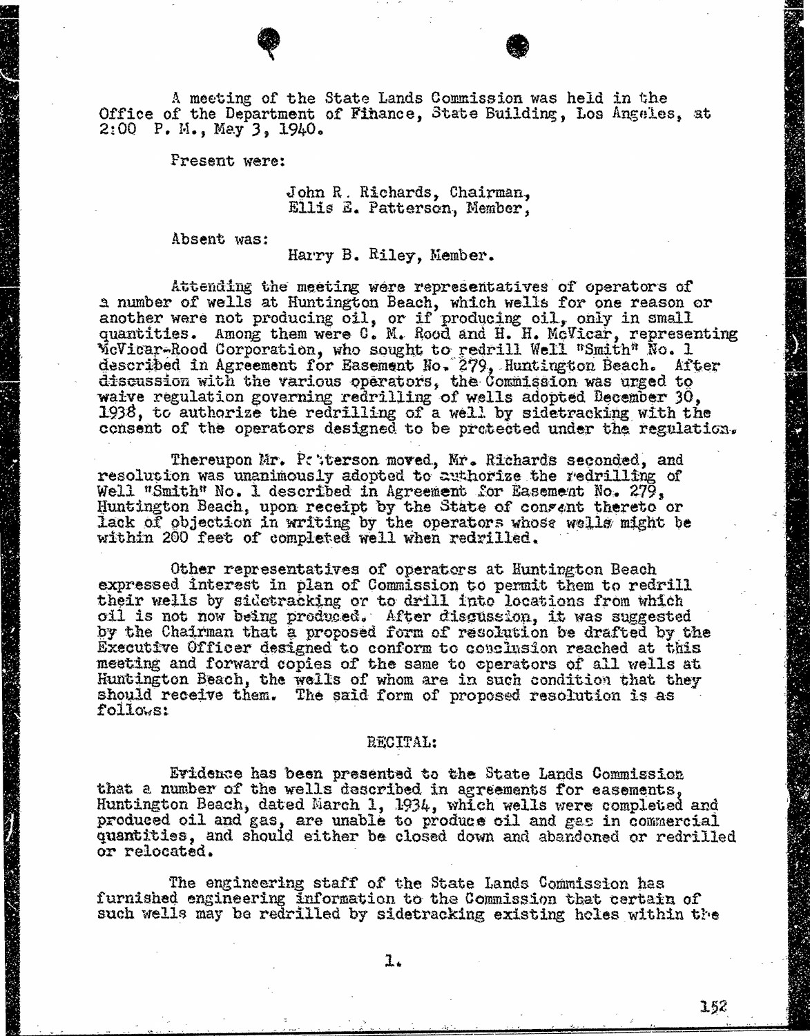A meeting of the State Lands Commission was held in the Office of the Department of Finance, State Building, Los Angeles, at 2:00 P. M., May 3, 1940.

Present were:

John R. Richards, Chairman,
Ellis E. Patterson, Member,

Absent was:

Harry B. Riley, Member.

Attending the meeting were representatives of operators of a number of wells at Huntington Beach, which wells for one reason or another were not producing oil, or if producing oil, only in small quantities. Among them were C. M. Rood and H. H. McVicar, representing McVicar-Rood Corporation, who sought to redrill Well "Smith" No. 1 described in Agreement for Easement No. 279, Huntington Beach. After discussion with the various operators, the Commission was urged to waive regulation governing redrilling of wells adopted December 30, 1938, to authorize the redrilling of a well by sidetracking with the consent of the operators designed to be protected under the regulation.

Thereupon Mr. Patterson moved, Mr. Richards seconded, and resolution was unanimously adopted to authorize the redrilling of Well "Smith" No. 1 described in Agreement for Easement No. 279, Huntington Beach, upon receipt by the State of consent thereto or lack of objection in writing by the operators whose wells might be within 200 feet of completed well when redrilled.

Other representatives of operators at Huntington Beach expressed interest in plan of Commission to permit them to redrill their wells by sidetracking or to drill into locations from which oil is not now being produced. After discussion, it was suggested by the Chairman that a proposed form of resolution be drafted by the Executive Officer designed to conform to conclusion reached at this meeting and forward copies of the same to operators of all wells at Huntington Beach, the wells of whom are in such condition that they should receive them. The said form of proposed resolution is as follows:

RECITAL:

Evidence has been presented to the State Lands Commission that a number of the wells described in agreements for easements, Huntington Beach, dated March 1, 1934, which wells were completed and produced oil and gas, are unable to produce oil and gas in commercial quantities, and should either be closed down and abandoned or redrilled or relocated.

The engineering staff of the State Lands Commission has furnished engineering information to the Commission that certain of such wells may be redrilled by sidetracking existing holes within the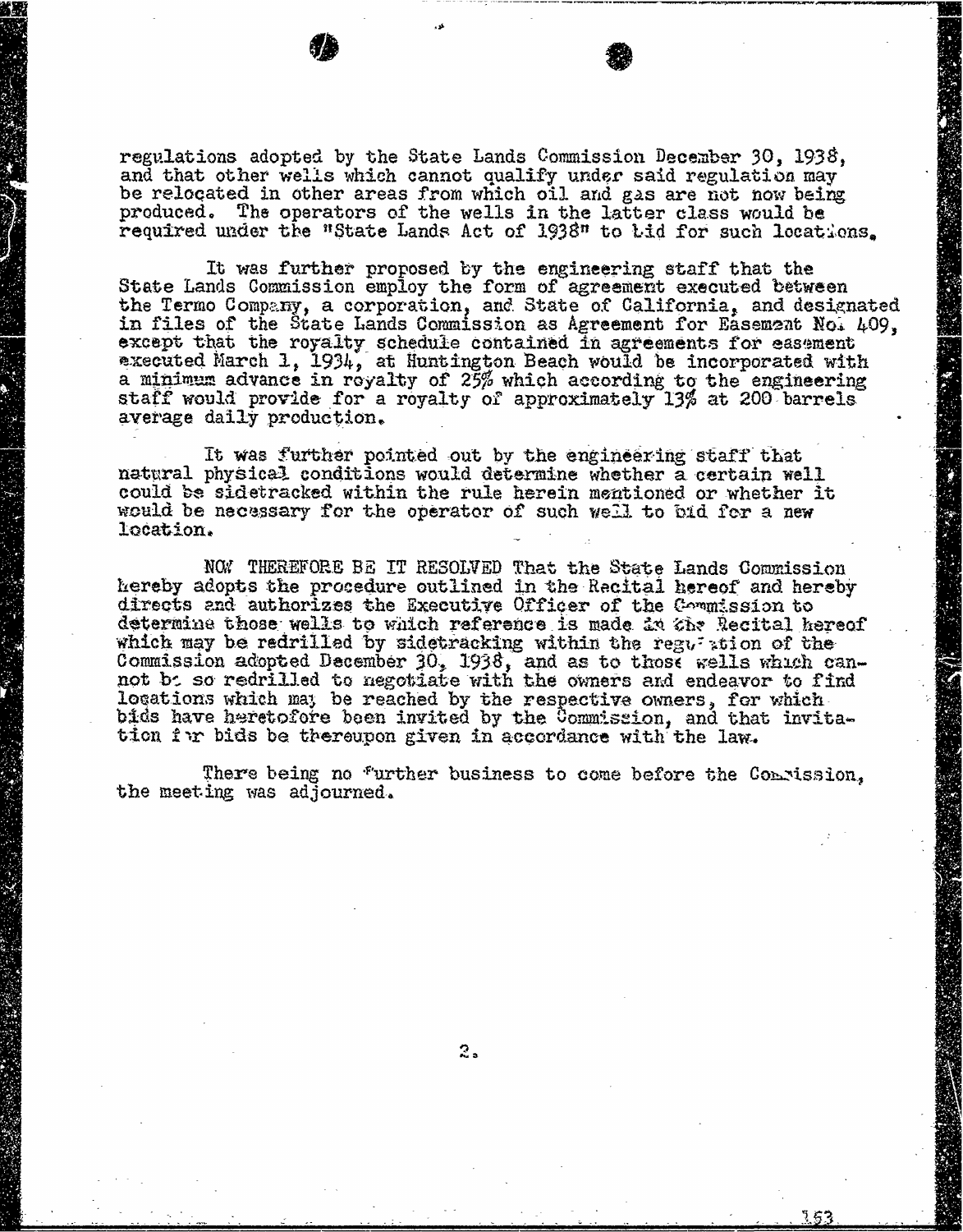regulations adopted by the State Lands Commission December 30, 1938, and that other wells which cannot qualify under said regulation may be relocated in other areas from which oil and gas are not now being produced. The operators of the wells in the latter class would be required under the "State Lands Act of 1938" to bid for such locations.

It was further proposed by the engineering staff that the State Lands Commission employ the form of agreement executed between the Termo Company, a corporation, and State of California, and designated in files of the State Lands Commission as Agreement for Easement No. 409, except that the royalty schedule contained in agreements for easement executed March 1, 1934, at Huntington Beach would be incorporated with a minimum advance in royalty of 25% which according to the engineering staff would provide for a royalty of approximately 13% at 200 barrels average daily production.

It was further pointed out by the engineering staff that natural physical conditions would determine whether a certain well could be sidetracked within the rule herein mentioned or whether it would be necessary for the operator of such well to bid for a new location.

NOW THEREFORE BE IT RESOLVED That the State Lands Commission hereby adopts the procedure outlined in the Recital hereof and hereby directs and authorizes the Executive Officer of the Commission to determine those wells to which reference is made in the Recital hereof which may be redrilled by sidetracking within the regulation of the Commission adopted December 30, 1938, and as to those wells which cannot be so redrilled to negotiate with the owners and endeavor to find locations which may be reached by the respective owners, for which bids have heretofore been invited by the Commission, and that invitation for bids be thereupon given in accordance with the law.

There being no further business to come before the Commission, the meeting was adjourned.